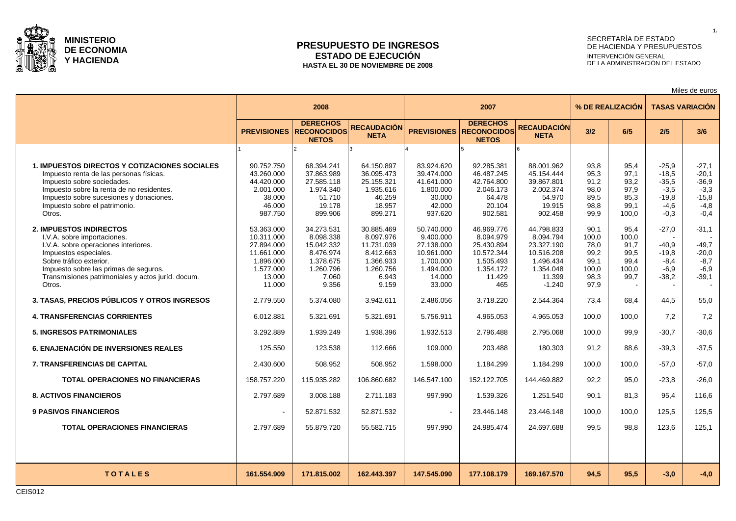**MINISTERIO DE ECONOMIA Y HACIENDA**

# PRESUPUESTO DE INGRESOS
## ESTADO DE EJECUCIÓN
### HASTA EL 30 DE NOVIEMBRE DE 2008

SECRETARÍA DE ESTADO DE HACIENDA Y PRESUPUESTOS
INTERVENCIÓN GENERAL DE LA ADMINISTRACIÓN DEL ESTADO

Miles de euros

| | 2008 | | | 2007 | | | % DE REALIZACIÓN | | TASAS VARIACIÓN | |
|---|---|---|---|---|---|---|---|---|---|---|
| | PREVISIONES | DERECHOS RECONOCIDOS NETOS | RECAUDACIÓN NETA | PREVISIONES | DERECHOS RECONOCIDOS NETOS | RECAUDACIÓN NETA | 3/2 | 6/5 | 2/5 | 3/6 |
| | 1 | 2 | 3 | 4 | 5 | 6 | | | | |
| **1. IMPUESTOS DIRECTOS Y COTIZACIONES SOCIALES** | 90.752.750 | 68.394.241 | 64.150.897 | 83.924.620 | 92.285.381 | 88.001.962 | 93,8 | 95,4 | -25,9 | -27,1 |
| Impuesto renta de las personas físicas. | 43.260.000 | 37.863.989 | 36.095.473 | 39.474.000 | 46.487.245 | 45.154.444 | 95,3 | 97,1 | -18,5 | -20,1 |
| Impuesto sobre sociedades. | 44.420.000 | 27.585.118 | 25.155.321 | 41.641.000 | 42.764.800 | 39.867.801 | 91,2 | 93,2 | -35,5 | -36,9 |
| Impuesto sobre la renta de no residentes. | 2.001.000 | 1.974.340 | 1.935.616 | 1.800.000 | 2.046.173 | 2.002.374 | 98,0 | 97,9 | -3,5 | -3,3 |
| Impuesto sobre sucesiones y donaciones. | 38.000 | 51.710 | 46.259 | 30.000 | 64.478 | 54.970 | 89,5 | 85,3 | -19,8 | -15,8 |
| Impuesto sobre el patrimonio. | 46.000 | 19.178 | 18.957 | 42.000 | 20.104 | 19.915 | 98,8 | 99,1 | -4,6 | -4,8 |
| Otros. | 987.750 | 899.906 | 899.271 | 937.620 | 902.581 | 902.458 | 99,9 | 100,0 | -0,3 | -0,4 |
| **2. IMPUESTOS INDIRECTOS** | 53.363.000 | 34.273.531 | 30.885.469 | 50.740.000 | 46.969.776 | 44.798.833 | 90,1 | 95,4 | -27,0 | -31,1 |
| I.V.A. sobre importaciones. | 10.311.000 | 8.098.338 | 8.097.976 | 9.400.000 | 8.094.979 | 8.094.794 | 100,0 | 100,0 | - | - |
| I.V.A. sobre operaciones interiores. | 27.894.000 | 15.042.332 | 11.731.039 | 27.138.000 | 25.430.894 | 23.327.190 | 78,0 | 91,7 | -40,9 | -49,7 |
| Impuestos especiales. | 11.661.000 | 8.476.974 | 8.412.663 | 10.961.000 | 10.572.344 | 10.516.208 | 99,2 | 99,5 | -19,8 | -20,0 |
| Sobre tráfico exterior. | 1.896.000 | 1.378.675 | 1.366.933 | 1.700.000 | 1.505.493 | 1.496.434 | 99,1 | 99,4 | -8,4 | -8,7 |
| Impuesto sobre las primas de seguros. | 1.577.000 | 1.260.796 | 1.260.756 | 1.494.000 | 1.354.172 | 1.354.048 | 100,0 | 100,0 | -6,9 | -6,9 |
| Transmisiones patrimoniales y actos juríd. docum. | 13.000 | 7.060 | 6.943 | 14.000 | 11.429 | 11.399 | 98,3 | 99,7 | -38,2 | -39,1 |
| Otros. | 11.000 | 9.356 | 9.159 | 33.000 | 465 | -1.240 | 97,9 | - | - | - |
| **3. TASAS, PRECIOS PÚBLICOS Y OTROS INGRESOS** | 2.779.550 | 5.374.080 | 3.942.611 | 2.486.056 | 3.718.220 | 2.544.364 | 73,4 | 68,4 | 44,5 | 55,0 |
| **4. TRANSFERENCIAS CORRIENTES** | 6.012.881 | 5.321.691 | 5.321.691 | 5.756.911 | 4.965.053 | 4.965.053 | 100,0 | 100,0 | 7,2 | 7,2 |
| **5. INGRESOS PATRIMONIALES** | 3.292.889 | 1.939.249 | 1.938.396 | 1.932.513 | 2.796.488 | 2.795.068 | 100,0 | 99,9 | -30,7 | -30,6 |
| **6. ENAJENACIÓN DE INVERSIONES REALES** | 125.550 | 123.538 | 112.666 | 109.000 | 203.488 | 180.303 | 91,2 | 88,6 | -39,3 | -37,5 |
| **7. TRANSFERENCIAS DE CAPITAL** | 2.430.600 | 508.952 | 508.952 | 1.598.000 | 1.184.299 | 1.184.299 | 100,0 | 100,0 | -57,0 | -57,0 |
| **TOTAL OPERACIONES NO FINANCIERAS** | 158.757.220 | 115.935.282 | 106.860.682 | 146.547.100 | 152.122.705 | 144.469.882 | 92,2 | 95,0 | -23,8 | -26,0 |
| **8. ACTIVOS FINANCIEROS** | 2.797.689 | 3.008.188 | 2.711.183 | 997.990 | 1.539.326 | 1.251.540 | 90,1 | 81,3 | 95,4 | 116,6 |
| **9 PASIVOS FINANCIEROS** | - | 52.871.532 | 52.871.532 | - | 23.446.148 | 23.446.148 | 100,0 | 100,0 | 125,5 | 125,5 |
| **TOTAL OPERACIONES FINANCIERAS** | 2.797.689 | 55.879.720 | 55.582.715 | 997.990 | 24.985.474 | 24.697.688 | 99,5 | 98,8 | 123,6 | 125,1 |
| **T O T A L E S** | **161.554.909** | **171.815.002** | **162.443.397** | **147.545.090** | **177.108.179** | **169.167.570** | **94,5** | **95,5** | **-3,0** | **-4,0** |

CEIS012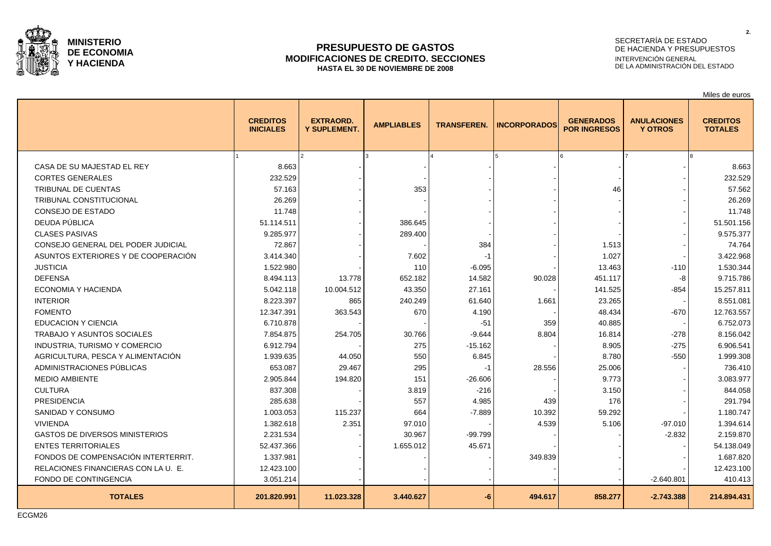**MINISTERIO DE ECONOMIA Y HACIENDA**

SECRETARÍA DE ESTADO DE HACIENDA Y PRESUPUESTOS
INTERVENCIÓN GENERAL DE LA ADMINISTRACIÓN DEL ESTADO

# PRESUPUESTO DE GASTOS
## MODIFICACIONES DE CREDITO. SECCIONES
### HASTA EL 30 DE NOVIEMBRE DE 2008

Miles de euros

| | CREDITOS INICIALES | EXTRAORD. Y SUPLEMENT. | AMPLIABLES | TRANSFEREN. | INCORPORADOS | GENERADOS POR INGRESOS | ANULACIONES Y OTROS | CREDITOS TOTALES |
|---|---|---|---|---|---|---|---|---|
| | 1 | 2 | 3 | 4 | 5 | 6 | 7 | 8 |
| CASA DE SU MAJESTAD EL REY | 8.663 | - | - | - | - | - | - | 8.663 |
| CORTES GENERALES | 232.529 | - | - | - | - | - | - | 232.529 |
| TRIBUNAL DE CUENTAS | 57.163 | - | 353 | - | - | 46 | - | 57.562 |
| TRIBUNAL CONSTITUCIONAL | 26.269 | - | - | - | - | - | - | 26.269 |
| CONSEJO DE ESTADO | 11.748 | - | - | - | - | - | - | 11.748 |
| DEUDA PÚBLICA | 51.114.511 | - | 386.645 | - | - | - | - | 51.501.156 |
| CLASES PASIVAS | 9.285.977 | - | 289.400 | - | - | - | - | 9.575.377 |
| CONSEJO GENERAL DEL PODER JUDICIAL | 72.867 | - | - | 384 | - | 1.513 | - | 74.764 |
| ASUNTOS EXTERIORES Y DE COOPERACIÓN | 3.414.340 | - | 7.602 | -1 | - | 1.027 | - | 3.422.968 |
| JUSTICIA | 1.522.980 | - | 110 | -6.095 | - | 13.463 | -110 | 1.530.344 |
| DEFENSA | 8.494.113 | 13.778 | 652.182 | 14.582 | 90.028 | 451.117 | -8 | 9.715.786 |
| ECONOMIA Y HACIENDA | 5.042.118 | 10.004.512 | 43.350 | 27.161 | - | 141.525 | -854 | 15.257.811 |
| INTERIOR | 8.223.397 | 865 | 240.249 | 61.640 | 1.661 | 23.265 | - | 8.551.081 |
| FOMENTO | 12.347.391 | 363.543 | 670 | 4.190 | - | 48.434 | -670 | 12.763.557 |
| EDUCACION Y CIENCIA | 6.710.878 | - | - | -51 | 359 | 40.885 | - | 6.752.073 |
| TRABAJO Y ASUNTOS SOCIALES | 7.854.875 | 254.705 | 30.766 | -9.644 | 8.804 | 16.814 | -278 | 8.156.042 |
| INDUSTRIA, TURISMO Y COMERCIO | 6.912.794 | - | 275 | -15.162 | - | 8.905 | -275 | 6.906.541 |
| AGRICULTURA, PESCA Y ALIMENTACIÓN | 1.939.635 | 44.050 | 550 | 6.845 | - | 8.780 | -550 | 1.999.308 |
| ADMINISTRACIONES PÚBLICAS | 653.087 | 29.467 | 295 | -1 | 28.556 | 25.006 | - | 736.410 |
| MEDIO AMBIENTE | 2.905.844 | 194.820 | 151 | -26.606 | - | 9.773 | - | 3.083.977 |
| CULTURA | 837.308 | - | 3.819 | -216 | - | 3.150 | - | 844.058 |
| PRESIDENCIA | 285.638 | - | 557 | 4.985 | 439 | 176 | - | 291.794 |
| SANIDAD Y CONSUMO | 1.003.053 | 115.237 | 664 | -7.889 | 10.392 | 59.292 | - | 1.180.747 |
| VIVIENDA | 1.382.618 | 2.351 | 97.010 | - | 4.539 | 5.106 | -97.010 | 1.394.614 |
| GASTOS DE DIVERSOS MINISTERIOS | 2.231.534 | - | 30.967 | -99.799 | - | - | -2.832 | 2.159.870 |
| ENTES TERRITORIALES | 52.437.366 | - | 1.655.012 | 45.671 | - | - | - | 54.138.049 |
| FONDOS DE COMPENSACIÓN INTERTERRIT. | 1.337.981 | - | - | - | 349.839 | - | - | 1.687.820 |
| RELACIONES FINANCIERAS CON LA U. E. | 12.423.100 | - | - | - | - | - | - | 12.423.100 |
| FONDO DE CONTINGENCIA | 3.051.214 | - | - | - | - | - | -2.640.801 | 410.413 |
| **TOTALES** | **201.820.991** | **11.023.328** | **3.440.627** | **-6** | **494.617** | **858.277** | **-2.743.388** | **214.894.431** |

ECGM26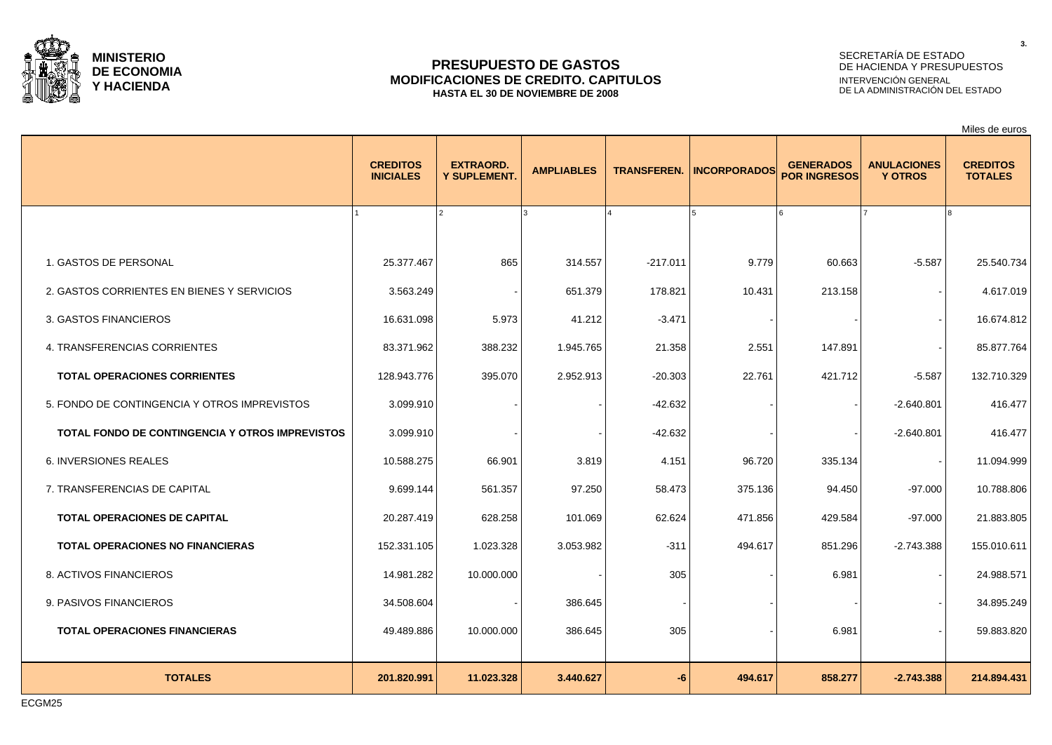**MINISTERIO DE ECONOMIA Y HACIENDA**

# PRESUPUESTO DE GASTOS
## MODIFICACIONES DE CREDITO. CAPITULOS
### HASTA EL 30 DE NOVIEMBRE DE 2008

SECRETARÍA DE ESTADO DE HACIENDA Y PRESUPUESTOS
INTERVENCIÓN GENERAL DE LA ADMINISTRACIÓN DEL ESTADO

Miles de euros

| | CREDITOS INICIALES | EXTRAORD. Y SUPLEMENT. | AMPLIABLES | TRANSFEREN. | INCORPORADOS | GENERADOS POR INGRESOS | ANULACIONES Y OTROS | CREDITOS TOTALES |
|---|---|---|---|---|---|---|---|---|
| | 1 | 2 | 3 | 4 | 5 | 6 | 7 | 8 |
| 1. GASTOS DE PERSONAL | 25.377.467 | 865 | 314.557 | -217.011 | 9.779 | 60.663 | -5.587 | 25.540.734 |
| 2. GASTOS CORRIENTES EN BIENES Y SERVICIOS | 3.563.249 | - | 651.379 | 178.821 | 10.431 | 213.158 | - | 4.617.019 |
| 3. GASTOS FINANCIEROS | 16.631.098 | 5.973 | 41.212 | -3.471 | - | - | - | 16.674.812 |
| 4. TRANSFERENCIAS CORRIENTES | 83.371.962 | 388.232 | 1.945.765 | 21.358 | 2.551 | 147.891 | - | 85.877.764 |
| **TOTAL OPERACIONES CORRIENTES** | 128.943.776 | 395.070 | 2.952.913 | -20.303 | 22.761 | 421.712 | -5.587 | 132.710.329 |
| 5. FONDO DE CONTINGENCIA Y OTROS IMPREVISTOS | 3.099.910 | - | - | -42.632 | - | - | -2.640.801 | 416.477 |
| **TOTAL FONDO DE CONTINGENCIA Y OTROS IMPREVISTOS** | 3.099.910 | - | - | -42.632 | - | - | -2.640.801 | 416.477 |
| 6. INVERSIONES REALES | 10.588.275 | 66.901 | 3.819 | 4.151 | 96.720 | 335.134 | - | 11.094.999 |
| 7. TRANSFERENCIAS DE CAPITAL | 9.699.144 | 561.357 | 97.250 | 58.473 | 375.136 | 94.450 | -97.000 | 10.788.806 |
| **TOTAL OPERACIONES DE CAPITAL** | 20.287.419 | 628.258 | 101.069 | 62.624 | 471.856 | 429.584 | -97.000 | 21.883.805 |
| **TOTAL OPERACIONES NO FINANCIERAS** | 152.331.105 | 1.023.328 | 3.053.982 | -311 | 494.617 | 851.296 | -2.743.388 | 155.010.611 |
| 8. ACTIVOS FINANCIEROS | 14.981.282 | 10.000.000 | - | 305 | - | 6.981 | - | 24.988.571 |
| 9. PASIVOS FINANCIEROS | 34.508.604 | - | 386.645 | - | - | - | - | 34.895.249 |
| **TOTAL OPERACIONES FINANCIERAS** | 49.489.886 | 10.000.000 | 386.645 | 305 | - | 6.981 | - | 59.883.820 |
| **TOTALES** | **201.820.991** | **11.023.328** | **3.440.627** | **-6** | **494.617** | **858.277** | **-2.743.388** | **214.894.431** |

ECGM25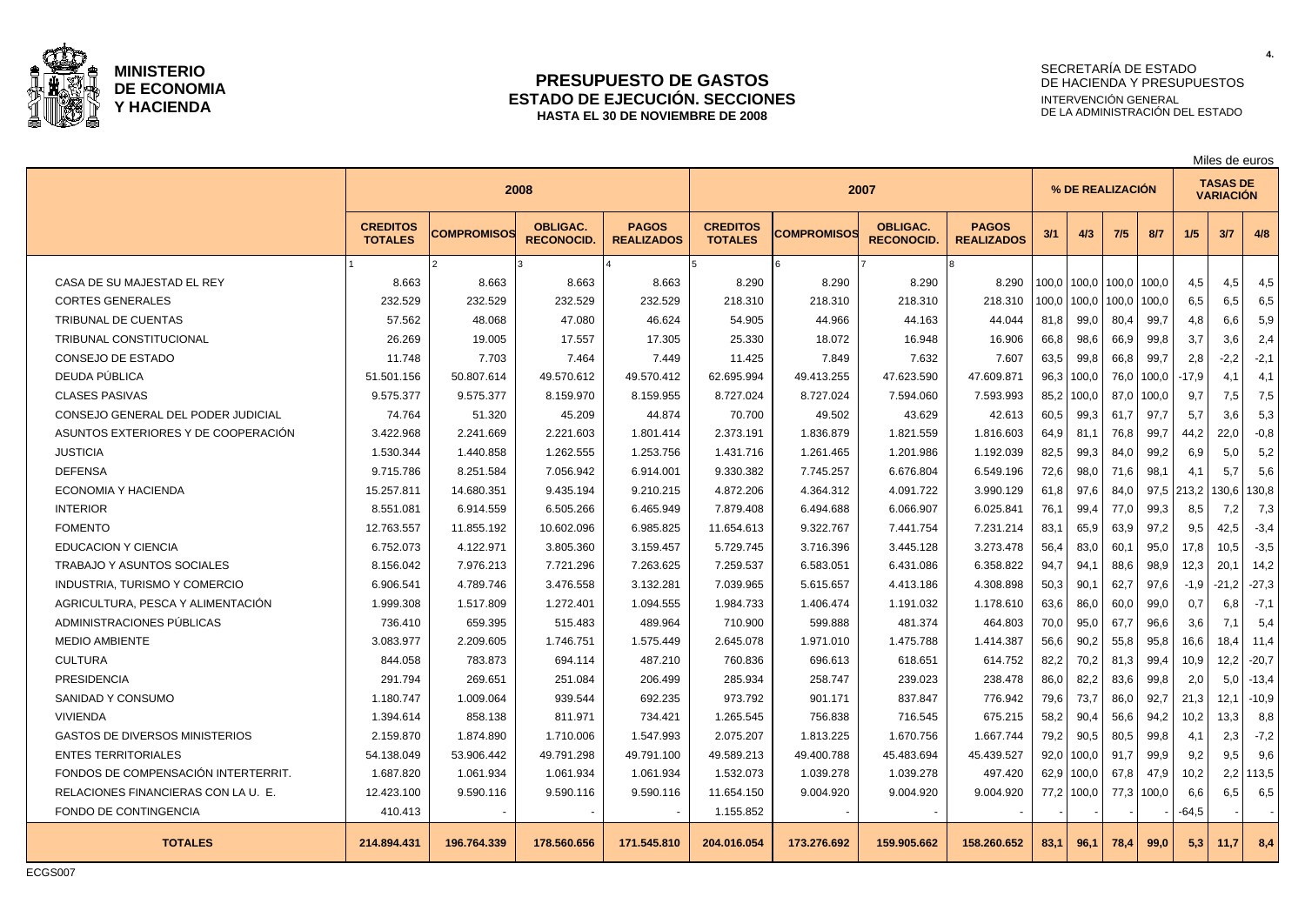**MINISTERIO DE ECONOMIA Y HACIENDA**

# PRESUPUESTO DE GASTOS
## ESTADO DE EJECUCIÓN. SECCIONES
### HASTA EL 30 DE NOVIEMBRE DE 2008

SECRETARÍA DE ESTADO DE HACIENDA Y PRESUPUESTOS
INTERVENCIÓN GENERAL DE LA ADMINISTRACIÓN DEL ESTADO

Miles de euros

| | 2008 | | | | 2007 | | | | % DE REALIZACIÓN | | | | TASAS DE VARIACIÓN | | |
|---|---|---|---|---|---|---|---|---|---|---|---|---|---|---|---|
| | CREDITOS TOTALES | COMPROMISOS | OBLIGAC. RECONOCID. | PAGOS REALIZADOS | CREDITOS TOTALES | COMPROMISOS | OBLIGAC. RECONOCID. | PAGOS REALIZADOS | 3/1 | 4/3 | 7/5 | 8/7 | 1/5 | 3/7 | 4/8 |
| | 1 | 2 | 3 | 4 | 5 | 6 | 7 | 8 | | | | | | | |
| CASA DE SU MAJESTAD EL REY | 8.663 | 8.663 | 8.663 | 8.663 | 8.290 | 8.290 | 8.290 | 8.290 | 100,0 | 100,0 | 100,0 | 100,0 | 4,5 | 4,5 | 4,5 |
| CORTES GENERALES | 232.529 | 232.529 | 232.529 | 232.529 | 218.310 | 218.310 | 218.310 | 218.310 | 100,0 | 100,0 | 100,0 | 100,0 | 6,5 | 6,5 | 6,5 |
| TRIBUNAL DE CUENTAS | 57.562 | 48.068 | 47.080 | 46.624 | 54.905 | 44.966 | 44.163 | 44.044 | 81,8 | 99,0 | 80,4 | 99,7 | 4,8 | 6,6 | 5,9 |
| TRIBUNAL CONSTITUCIONAL | 26.269 | 19.005 | 17.557 | 17.305 | 25.330 | 18.072 | 16.948 | 16.906 | 66,8 | 98,6 | 66,9 | 99,8 | 3,7 | 3,6 | 2,4 |
| CONSEJO DE ESTADO | 11.748 | 7.703 | 7.464 | 7.449 | 11.425 | 7.849 | 7.632 | 7.607 | 63,5 | 99,8 | 66,8 | 99,7 | 2,8 | -2,2 | -2,1 |
| DEUDA PÚBLICA | 51.501.156 | 50.807.614 | 49.570.612 | 49.570.412 | 62.695.994 | 49.413.255 | 47.623.590 | 47.609.871 | 96,3 | 100,0 | 76,0 | 100,0 | -17,9 | 4,1 | 4,1 |
| CLASES PASIVAS | 9.575.377 | 9.575.377 | 8.159.970 | 8.159.955 | 8.727.024 | 8.727.024 | 7.594.060 | 7.593.993 | 85,2 | 100,0 | 87,0 | 100,0 | 9,7 | 7,5 | 7,5 |
| CONSEJO GENERAL DEL PODER JUDICIAL | 74.764 | 51.320 | 45.209 | 44.874 | 70.700 | 49.502 | 43.629 | 42.613 | 60,5 | 99,3 | 61,7 | 97,7 | 5,7 | 3,6 | 5,3 |
| ASUNTOS EXTERIORES Y DE COOPERACIÓN | 3.422.968 | 2.241.669 | 2.221.603 | 1.801.414 | 2.373.191 | 1.836.879 | 1.821.559 | 1.816.603 | 64,9 | 81,1 | 76,8 | 99,7 | 44,2 | 22,0 | -0,8 |
| JUSTICIA | 1.530.344 | 1.440.858 | 1.262.555 | 1.253.756 | 1.431.716 | 1.261.465 | 1.201.986 | 1.192.039 | 82,5 | 99,3 | 84,0 | 99,2 | 6,9 | 5,0 | 5,2 |
| DEFENSA | 9.715.786 | 8.251.584 | 7.056.942 | 6.914.001 | 9.330.382 | 7.745.257 | 6.676.804 | 6.549.196 | 72,6 | 98,0 | 71,6 | 98,1 | 4,1 | 5,7 | 5,6 |
| ECONOMIA Y HACIENDA | 15.257.811 | 14.680.351 | 9.435.194 | 9.210.215 | 4.872.206 | 4.364.312 | 4.091.722 | 3.990.129 | 61,8 | 97,6 | 84,0 | 97,5 | 213,2 | 130,6 | 130,8 |
| INTERIOR | 8.551.081 | 6.914.559 | 6.505.266 | 6.465.949 | 7.879.408 | 6.494.688 | 6.066.907 | 6.025.841 | 76,1 | 99,4 | 77,0 | 99,3 | 8,5 | 7,2 | 7,3 |
| FOMENTO | 12.763.557 | 11.855.192 | 10.602.096 | 6.985.825 | 11.654.613 | 9.322.767 | 7.441.754 | 7.231.214 | 83,1 | 65,9 | 63,9 | 97,2 | 9,5 | 42,5 | -3,4 |
| EDUCACION Y CIENCIA | 6.752.073 | 4.122.971 | 3.805.360 | 3.159.457 | 5.729.745 | 3.716.396 | 3.445.128 | 3.273.478 | 56,4 | 83,0 | 60,1 | 95,0 | 17,8 | 10,5 | -3,5 |
| TRABAJO Y ASUNTOS SOCIALES | 8.156.042 | 7.976.213 | 7.721.296 | 7.263.625 | 7.259.537 | 6.583.051 | 6.431.086 | 6.358.822 | 94,7 | 94,1 | 88,6 | 98,9 | 12,3 | 20,1 | 14,2 |
| INDUSTRIA, TURISMO Y COMERCIO | 6.906.541 | 4.789.746 | 3.476.558 | 3.132.281 | 7.039.965 | 5.615.657 | 4.413.186 | 4.308.898 | 50,3 | 90,1 | 62,7 | 97,6 | -1,9 | -21,2 | -27,3 |
| AGRICULTURA, PESCA Y ALIMENTACIÓN | 1.999.308 | 1.517.809 | 1.272.401 | 1.094.555 | 1.984.733 | 1.406.474 | 1.191.032 | 1.178.610 | 63,6 | 86,0 | 60,0 | 99,0 | 0,7 | 6,8 | -7,1 |
| ADMINISTRACIONES PÚBLICAS | 736.410 | 659.395 | 515.483 | 489.964 | 710.900 | 599.888 | 481.374 | 464.803 | 70,0 | 95,0 | 67,7 | 96,6 | 3,6 | 7,1 | 5,4 |
| MEDIO AMBIENTE | 3.083.977 | 2.209.605 | 1.746.751 | 1.575.449 | 2.645.078 | 1.971.010 | 1.475.788 | 1.414.387 | 56,6 | 90,2 | 55,8 | 95,8 | 16,6 | 18,4 | 11,4 |
| CULTURA | 844.058 | 783.873 | 694.114 | 487.210 | 760.836 | 696.613 | 618.651 | 614.752 | 82,2 | 70,2 | 81,3 | 99,4 | 10,9 | 12,2 | -20,7 |
| PRESIDENCIA | 291.794 | 269.651 | 251.084 | 206.499 | 285.934 | 258.747 | 239.023 | 238.478 | 86,0 | 82,2 | 83,6 | 99,8 | 2,0 | 5,0 | -13,4 |
| SANIDAD Y CONSUMO | 1.180.747 | 1.009.064 | 939.544 | 692.235 | 973.792 | 901.171 | 837.847 | 776.942 | 79,6 | 73,7 | 86,0 | 92,7 | 21,3 | 12,1 | -10,9 |
| VIVIENDA | 1.394.614 | 858.138 | 811.971 | 734.421 | 1.265.545 | 756.838 | 716.545 | 675.215 | 58,2 | 90,4 | 56,6 | 94,2 | 10,2 | 13,3 | 8,8 |
| GASTOS DE DIVERSOS MINISTERIOS | 2.159.870 | 1.874.890 | 1.710.006 | 1.547.993 | 2.075.207 | 1.813.225 | 1.670.756 | 1.667.744 | 79,2 | 90,5 | 80,5 | 99,8 | 4,1 | 2,3 | -7,2 |
| ENTES TERRITORIALES | 54.138.049 | 53.906.442 | 49.791.298 | 49.791.100 | 49.589.213 | 49.400.788 | 45.483.694 | 45.439.527 | 92,0 | 100,0 | 91,7 | 99,9 | 9,2 | 9,5 | 9,6 |
| FONDOS DE COMPENSACIÓN INTERTERRIT. | 1.687.820 | 1.061.934 | 1.061.934 | 1.061.934 | 1.532.073 | 1.039.278 | 1.039.278 | 497.420 | 62,9 | 100,0 | 67,8 | 47,9 | 10,2 | 2,2 | 113,5 |
| RELACIONES FINANCIERAS CON LA U. E. | 12.423.100 | 9.590.116 | 9.590.116 | 9.590.116 | 11.654.150 | 9.004.920 | 9.004.920 | 9.004.920 | 77,2 | 100,0 | 77,3 | 100,0 | 6,6 | 6,5 | 6,5 |
| FONDO DE CONTINGENCIA | 410.413 | - | - | - | 1.155.852 | - | - | - | - | - | - | - | -64,5 | - | - |
| **TOTALES** | **214.894.431** | **196.764.339** | **178.560.656** | **171.545.810** | **204.016.054** | **173.276.692** | **159.905.662** | **158.260.652** | **83,1** | **96,1** | **78,4** | **99,0** | **5,3** | **11,7** | **8,4** |

ECGS007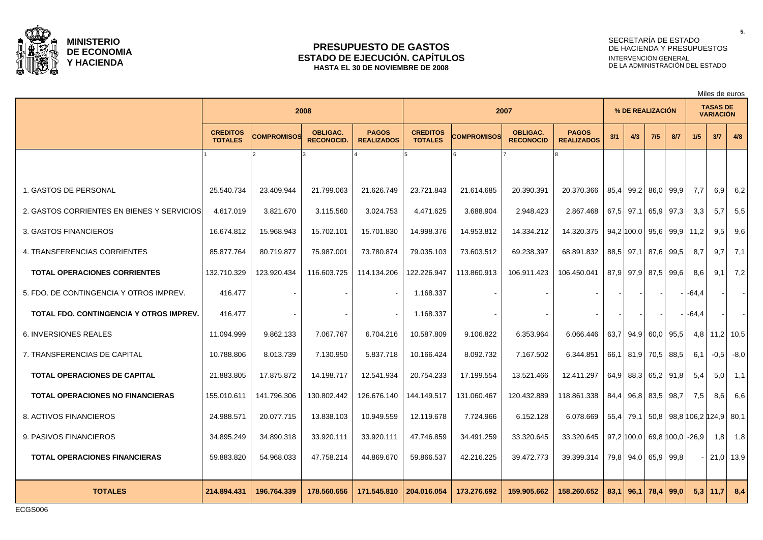**MINISTERIO DE ECONOMIA Y HACIENDA**

# PRESUPUESTO DE GASTOS
## ESTADO DE EJECUCIÓN. CAPÍTULOS
### HASTA EL 30 DE NOVIEMBRE DE 2008

SECRETARÍA DE ESTADO DE HACIENDA Y PRESUPUESTOS
INTERVENCIÓN GENERAL DE LA ADMINISTRACIÓN DEL ESTADO

Miles de euros

| | 2008 | | | | 2007 | | | | % DE REALIZACIÓN | | | | TASAS DE VARIACIÓN | | |
|---|---|---|---|---|---|---|---|---|---|---|---|---|---|---|---|
| | CREDITOS TOTALES | COMPROMISOS | OBLIGAC. RECONOCID. | PAGOS REALIZADOS | CREDITOS TOTALES | COMPROMISOS | OBLIGAC. RECONOCID | PAGOS REALIZADOS | 3/1 | 4/3 | 7/5 | 8/7 | 1/5 | 3/7 | 4/8 |
| | 1 | 2 | 3 | 4 | 5 | 6 | 7 | 8 | | | | | | | |
| 1. GASTOS DE PERSONAL | 25.540.734 | 23.409.944 | 21.799.063 | 21.626.749 | 23.721.843 | 21.614.685 | 20.390.391 | 20.370.366 | 85,4 | 99,2 | 86,0 | 99,9 | 7,7 | 6,9 | 6,2 |
| 2. GASTOS CORRIENTES EN BIENES Y SERVICIOS | 4.617.019 | 3.821.670 | 3.115.560 | 3.024.753 | 4.471.625 | 3.688.904 | 2.948.423 | 2.867.468 | 67,5 | 97,1 | 65,9 | 97,3 | 3,3 | 5,7 | 5,5 |
| 3. GASTOS FINANCIEROS | 16.674.812 | 15.968.943 | 15.702.101 | 15.701.830 | 14.998.376 | 14.953.812 | 14.334.212 | 14.320.375 | 94,2 | 100,0 | 95,6 | 99,9 | 11,2 | 9,5 | 9,6 |
| 4. TRANSFERENCIAS CORRIENTES | 85.877.764 | 80.719.877 | 75.987.001 | 73.780.874 | 79.035.103 | 73.603.512 | 69.238.397 | 68.891.832 | 88,5 | 97,1 | 87,6 | 99,5 | 8,7 | 9,7 | 7,1 |
| **TOTAL OPERACIONES CORRIENTES** | 132.710.329 | 123.920.434 | 116.603.725 | 114.134.206 | 122.226.947 | 113.860.913 | 106.911.423 | 106.450.041 | 87,9 | 97,9 | 87,5 | 99,6 | 8,6 | 9,1 | 7,2 |
| 5. FDO. DE CONTINGENCIA Y OTROS IMPREV. | 416.477 | - | - | - | 1.168.337 | - | - | - | - | - | - | - | -64,4 | - | - |
| **TOTAL FDO. CONTINGENCIA Y OTROS IMPREV.** | 416.477 | - | - | - | 1.168.337 | - | - | - | - | - | - | - | -64,4 | - | - |
| 6. INVERSIONES REALES | 11.094.999 | 9.862.133 | 7.067.767 | 6.704.216 | 10.587.809 | 9.106.822 | 6.353.964 | 6.066.446 | 63,7 | 94,9 | 60,0 | 95,5 | 4,8 | 11,2 | 10,5 |
| 7. TRANSFERENCIAS DE CAPITAL | 10.788.806 | 8.013.739 | 7.130.950 | 5.837.718 | 10.166.424 | 8.092.732 | 7.167.502 | 6.344.851 | 66,1 | 81,9 | 70,5 | 88,5 | 6,1 | -0,5 | -8,0 |
| **TOTAL OPERACIONES DE CAPITAL** | 21.883.805 | 17.875.872 | 14.198.717 | 12.541.934 | 20.754.233 | 17.199.554 | 13.521.466 | 12.411.297 | 64,9 | 88,3 | 65,2 | 91,8 | 5,4 | 5,0 | 1,1 |
| **TOTAL OPERACIONES NO FINANCIERAS** | 155.010.611 | 141.796.306 | 130.802.442 | 126.676.140 | 144.149.517 | 131.060.467 | 120.432.889 | 118.861.338 | 84,4 | 96,8 | 83,5 | 98,7 | 7,5 | 8,6 | 6,6 |
| 8. ACTIVOS FINANCIEROS | 24.988.571 | 20.077.715 | 13.838.103 | 10.949.559 | 12.119.678 | 7.724.966 | 6.152.128 | 6.078.669 | 55,4 | 79,1 | 50,8 | 98,8 | 106,2 | 124,9 | 80,1 |
| 9. PASIVOS FINANCIEROS | 34.895.249 | 34.890.318 | 33.920.111 | 33.920.111 | 47.746.859 | 34.491.259 | 33.320.645 | 33.320.645 | 97,2 | 100,0 | 69,8 | 100,0 | -26,9 | 1,8 | 1,8 |
| **TOTAL OPERACIONES FINANCIERAS** | 59.883.820 | 54.968.033 | 47.758.214 | 44.869.670 | 59.866.537 | 42.216.225 | 39.472.773 | 39.399.314 | 79,8 | 94,0 | 65,9 | 99,8 | - | 21,0 | 13,9 |
| **TOTALES** | **214.894.431** | **196.764.339** | **178.560.656** | **171.545.810** | **204.016.054** | **173.276.692** | **159.905.662** | **158.260.652** | **83,1** | **96,1** | **78,4** | **99,0** | **5,3** | **11,7** | **8,4** |

ECGS006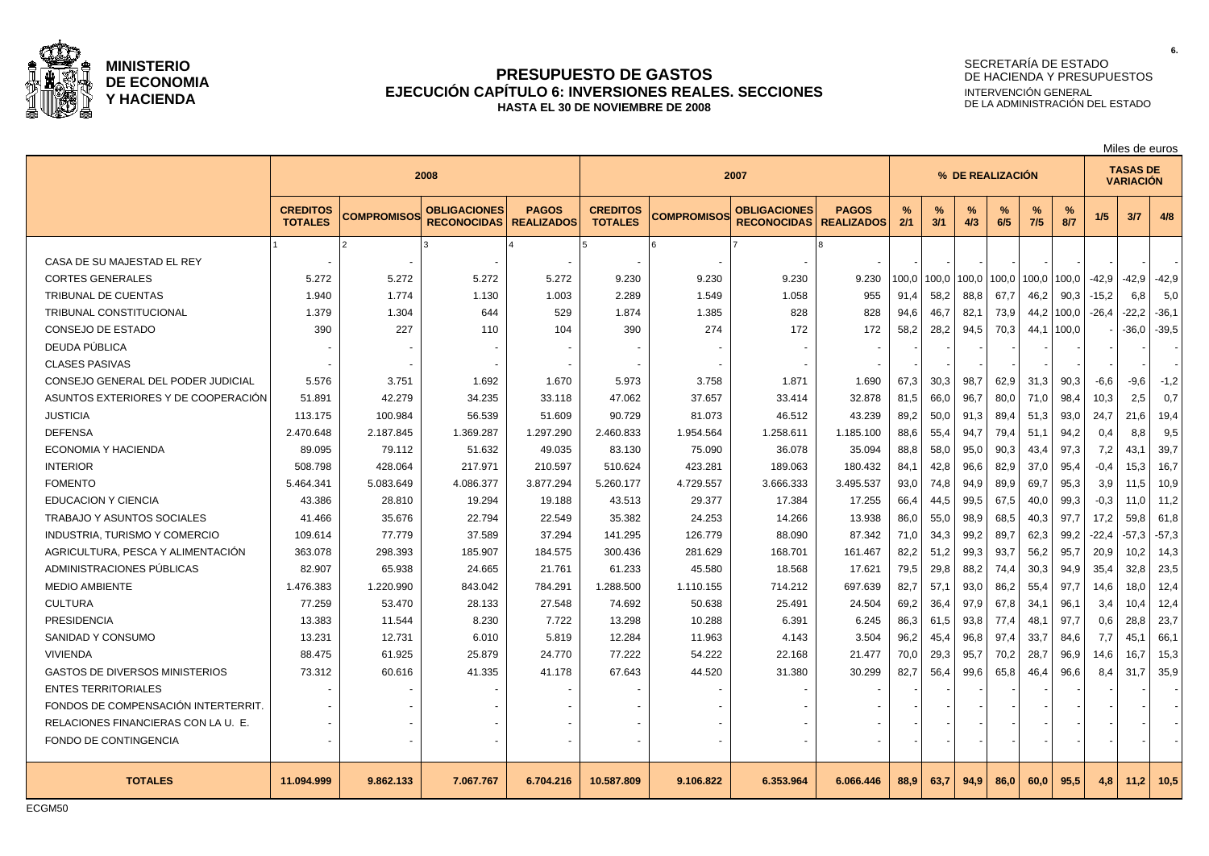**MINISTERIO DE ECONOMIA Y HACIENDA**

# PRESUPUESTO DE GASTOS
## EJECUCIÓN CAPÍTULO 6: INVERSIONES REALES. SECCIONES
### HASTA EL 30 DE NOVIEMBRE DE 2008

SECRETARÍA DE ESTADO DE HACIENDA Y PRESUPUESTOS
INTERVENCIÓN GENERAL DE LA ADMINISTRACIÓN DEL ESTADO

Miles de euros

| | 2008 | | | | 2007 | | | | % DE REALIZACIÓN | | | | | | TASAS DE VARIACIÓN | | |
|---|---|---|---|---|---|---|---|---|---|---|---|---|---|---|---|---|---|
| | CREDITOS TOTALES | COMPROMISOS | OBLIGACIONES RECONOCIDAS | PAGOS REALIZADOS | CREDITOS TOTALES | COMPROMISOS | OBLIGACIONES RECONOCIDAS | PAGOS REALIZADOS | % 2/1 | % 3/1 | % 4/3 | % 6/5 | % 7/5 | % 8/7 | 1/5 | 3/7 | 4/8 |
| | 1 | 2 | 3 | 4 | 5 | 6 | 7 | 8 | | | | | | | | | |
| CASA DE SU MAJESTAD EL REY | - | - | - | - | - | - | - | - | - | - | - | - | - | - | - | - | - |
| CORTES GENERALES | 5.272 | 5.272 | 5.272 | 5.272 | 9.230 | 9.230 | 9.230 | 9.230 | 100,0 | 100,0 | 100,0 | 100,0 | 100,0 | 100,0 | -42,9 | -42,9 | -42,9 |
| TRIBUNAL DE CUENTAS | 1.940 | 1.774 | 1.130 | 1.003 | 2.289 | 1.549 | 1.058 | 955 | 91,4 | 58,2 | 88,8 | 67,7 | 46,2 | 90,3 | -15,2 | 6,8 | 5,0 |
| TRIBUNAL CONSTITUCIONAL | 1.379 | 1.304 | 644 | 529 | 1.874 | 1.385 | 828 | 828 | 94,6 | 46,7 | 82,1 | 73,9 | 44,2 | 100,0 | -26,4 | -22,2 | -36,1 |
| CONSEJO DE ESTADO | 390 | 227 | 110 | 104 | 390 | 274 | 172 | 172 | 58,2 | 28,2 | 94,5 | 70,3 | 44,1 | 100,0 | - | -36,0 | -39,5 |
| DEUDA PÚBLICA | - | - | - | - | - | - | - | - | - | - | - | - | - | - | - | - | - |
| CLASES PASIVAS | - | - | - | - | - | - | - | - | - | - | - | - | - | - | - | - | - |
| CONSEJO GENERAL DEL PODER JUDICIAL | 5.576 | 3.751 | 1.692 | 1.670 | 5.973 | 3.758 | 1.871 | 1.690 | 67,3 | 30,3 | 98,7 | 62,9 | 31,3 | 90,3 | -6,6 | -9,6 | -1,2 |
| ASUNTOS EXTERIORES Y DE COOPERACIÓN | 51.891 | 42.279 | 34.235 | 33.118 | 47.062 | 37.657 | 33.414 | 32.878 | 81,5 | 66,0 | 96,7 | 80,0 | 71,0 | 98,4 | 10,3 | 2,5 | 0,7 |
| JUSTICIA | 113.175 | 100.984 | 56.539 | 51.609 | 90.729 | 81.073 | 46.512 | 43.239 | 89,2 | 50,0 | 91,3 | 89,4 | 51,3 | 93,0 | 24,7 | 21,6 | 19,4 |
| DEFENSA | 2.470.648 | 2.187.845 | 1.369.287 | 1.297.290 | 2.460.833 | 1.954.564 | 1.258.611 | 1.185.100 | 88,6 | 55,4 | 94,7 | 79,4 | 51,1 | 94,2 | 0,4 | 8,8 | 9,5 |
| ECONOMIA Y HACIENDA | 89.095 | 79.112 | 51.632 | 49.035 | 83.130 | 75.090 | 36.078 | 35.094 | 88,8 | 58,0 | 95,0 | 90,3 | 43,4 | 97,3 | 7,2 | 43,1 | 39,7 |
| INTERIOR | 508.798 | 428.064 | 217.971 | 210.597 | 510.624 | 423.281 | 189.063 | 180.432 | 84,1 | 42,8 | 96,6 | 82,9 | 37,0 | 95,4 | -0,4 | 15,3 | 16,7 |
| FOMENTO | 5.464.341 | 5.083.649 | 4.086.377 | 3.877.294 | 5.260.177 | 4.729.557 | 3.666.333 | 3.495.537 | 93,0 | 74,8 | 94,9 | 89,9 | 69,7 | 95,3 | 3,9 | 11,5 | 10,9 |
| EDUCACION Y CIENCIA | 43.386 | 28.810 | 19.294 | 19.188 | 43.513 | 29.377 | 17.384 | 17.255 | 66,4 | 44,5 | 99,5 | 67,5 | 40,0 | 99,3 | -0,3 | 11,0 | 11,2 |
| TRABAJO Y ASUNTOS SOCIALES | 41.466 | 35.676 | 22.794 | 22.549 | 35.382 | 24.253 | 14.266 | 13.938 | 86,0 | 55,0 | 98,9 | 68,5 | 40,3 | 97,7 | 17,2 | 59,8 | 61,8 |
| INDUSTRIA, TURISMO Y COMERCIO | 109.614 | 77.779 | 37.589 | 37.294 | 141.295 | 126.779 | 88.090 | 87.342 | 71,0 | 34,3 | 99,2 | 89,7 | 62,3 | 99,2 | -22,4 | -57,3 | -57,3 |
| AGRICULTURA, PESCA Y ALIMENTACIÓN | 363.078 | 298.393 | 185.907 | 184.575 | 300.436 | 281.629 | 168.701 | 161.467 | 82,2 | 51,2 | 99,3 | 93,7 | 56,2 | 95,7 | 20,9 | 10,2 | 14,3 |
| ADMINISTRACIONES PÚBLICAS | 82.907 | 65.938 | 24.665 | 21.761 | 61.233 | 45.580 | 18.568 | 17.621 | 79,5 | 29,8 | 88,2 | 74,4 | 30,3 | 94,9 | 35,4 | 32,8 | 23,5 |
| MEDIO AMBIENTE | 1.476.383 | 1.220.990 | 843.042 | 784.291 | 1.288.500 | 1.110.155 | 714.212 | 697.639 | 82,7 | 57,1 | 93,0 | 86,2 | 55,4 | 97,7 | 14,6 | 18,0 | 12,4 |
| CULTURA | 77.259 | 53.470 | 28.133 | 27.548 | 74.692 | 50.638 | 25.491 | 24.504 | 69,2 | 36,4 | 97,9 | 67,8 | 34,1 | 96,1 | 3,4 | 10,4 | 12,4 |
| PRESIDENCIA | 13.383 | 11.544 | 8.230 | 7.722 | 13.298 | 10.288 | 6.391 | 6.245 | 86,3 | 61,5 | 93,8 | 77,4 | 48,1 | 97,7 | 0,6 | 28,8 | 23,7 |
| SANIDAD Y CONSUMO | 13.231 | 12.731 | 6.010 | 5.819 | 12.284 | 11.963 | 4.143 | 3.504 | 96,2 | 45,4 | 96,8 | 97,4 | 33,7 | 84,6 | 7,7 | 45,1 | 66,1 |
| VIVIENDA | 88.475 | 61.925 | 25.879 | 24.770 | 77.222 | 54.222 | 22.168 | 21.477 | 70,0 | 29,3 | 95,7 | 70,2 | 28,7 | 96,9 | 14,6 | 16,7 | 15,3 |
| GASTOS DE DIVERSOS MINISTERIOS | 73.312 | 60.616 | 41.335 | 41.178 | 67.643 | 44.520 | 31.380 | 30.299 | 82,7 | 56,4 | 99,6 | 65,8 | 46,4 | 96,6 | 8,4 | 31,7 | 35,9 |
| ENTES TERRITORIALES | - | - | - | - | - | - | - | - | - | - | - | - | - | - | - | - | - |
| FONDOS DE COMPENSACIÓN INTERTERRIT. | - | - | - | - | - | - | - | - | - | - | - | - | - | - | - | - | - |
| RELACIONES FINANCIERAS CON LA U. E. | - | - | - | - | - | - | - | - | - | - | - | - | - | - | - | - | - |
| FONDO DE CONTINGENCIA | - | - | - | - | - | - | - | - | - | - | - | - | - | - | - | - | - |
| **TOTALES** | **11.094.999** | **9.862.133** | **7.067.767** | **6.704.216** | **10.587.809** | **9.106.822** | **6.353.964** | **6.066.446** | **88,9** | **63,7** | **94,9** | **86,0** | **60,0** | **95,5** | **4,8** | **11,2** | **10,5** |

ECGM50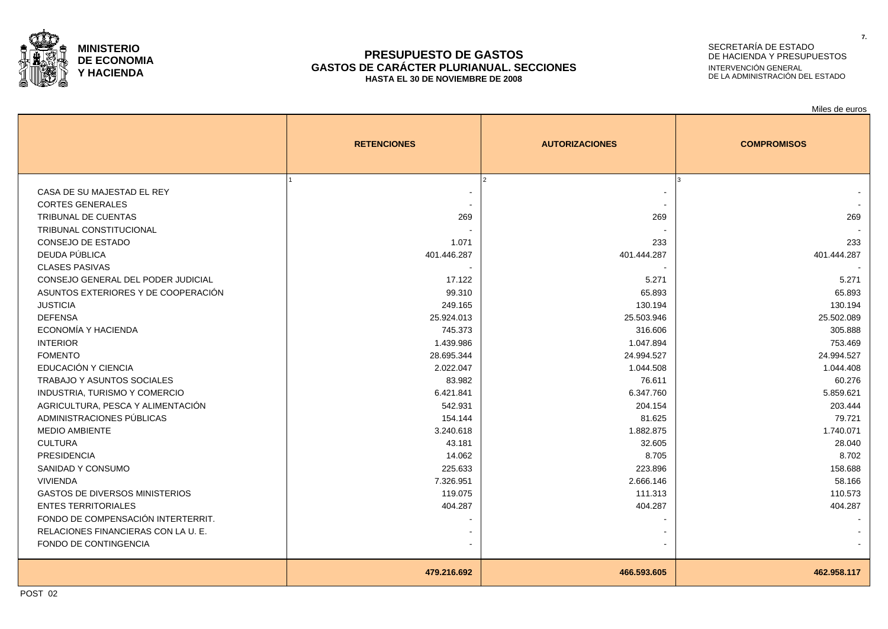**MINISTERIO DE ECONOMIA Y HACIENDA**

# PRESUPUESTO DE GASTOS
## GASTOS DE CARÁCTER PLURIANUAL. SECCIONES
**HASTA EL 30 DE NOVIEMBRE DE 2008**

SECRETARÍA DE ESTADO DE HACIENDA Y PRESUPUESTOS
INTERVENCIÓN GENERAL DE LA ADMINISTRACIÓN DEL ESTADO

Miles de euros

| | RETENCIONES | AUTORIZACIONES | COMPROMISOS |
|---|---|---|---|
| | 1 | 2 | 3 |
| CASA DE SU MAJESTAD EL REY | - | - | - |
| CORTES GENERALES | - | - | - |
| TRIBUNAL DE CUENTAS | 269 | 269 | 269 |
| TRIBUNAL CONSTITUCIONAL | - | - | - |
| CONSEJO DE ESTADO | 1.071 | 233 | 233 |
| DEUDA PÚBLICA | 401.446.287 | 401.444.287 | 401.444.287 |
| CLASES PASIVAS | - | - | - |
| CONSEJO GENERAL DEL PODER JUDICIAL | 17.122 | 5.271 | 5.271 |
| ASUNTOS EXTERIORES Y DE COOPERACIÓN | 99.310 | 65.893 | 65.893 |
| JUSTICIA | 249.165 | 130.194 | 130.194 |
| DEFENSA | 25.924.013 | 25.503.946 | 25.502.089 |
| ECONOMÍA Y HACIENDA | 745.373 | 316.606 | 305.888 |
| INTERIOR | 1.439.986 | 1.047.894 | 753.469 |
| FOMENTO | 28.695.344 | 24.994.527 | 24.994.527 |
| EDUCACIÓN Y CIENCIA | 2.022.047 | 1.044.508 | 1.044.408 |
| TRABAJO Y ASUNTOS SOCIALES | 83.982 | 76.611 | 60.276 |
| INDUSTRIA, TURISMO Y COMERCIO | 6.421.841 | 6.347.760 | 5.859.621 |
| AGRICULTURA, PESCA Y ALIMENTACIÓN | 542.931 | 204.154 | 203.444 |
| ADMINISTRACIONES PÚBLICAS | 154.144 | 81.625 | 79.721 |
| MEDIO AMBIENTE | 3.240.618 | 1.882.875 | 1.740.071 |
| CULTURA | 43.181 | 32.605 | 28.040 |
| PRESIDENCIA | 14.062 | 8.705 | 8.702 |
| SANIDAD Y CONSUMO | 225.633 | 223.896 | 158.688 |
| VIVIENDA | 7.326.951 | 2.666.146 | 58.166 |
| GASTOS DE DIVERSOS MINISTERIOS | 119.075 | 111.313 | 110.573 |
| ENTES TERRITORIALES | 404.287 | 404.287 | 404.287 |
| FONDO DE COMPENSACIÓN INTERTERRIT. | - | - | - |
| RELACIONES FINANCIERAS CON LA U. E. | - | - | - |
| FONDO DE CONTINGENCIA | - | - | - |
| | **479.216.692** | **466.593.605** | **462.958.117** |

POST 02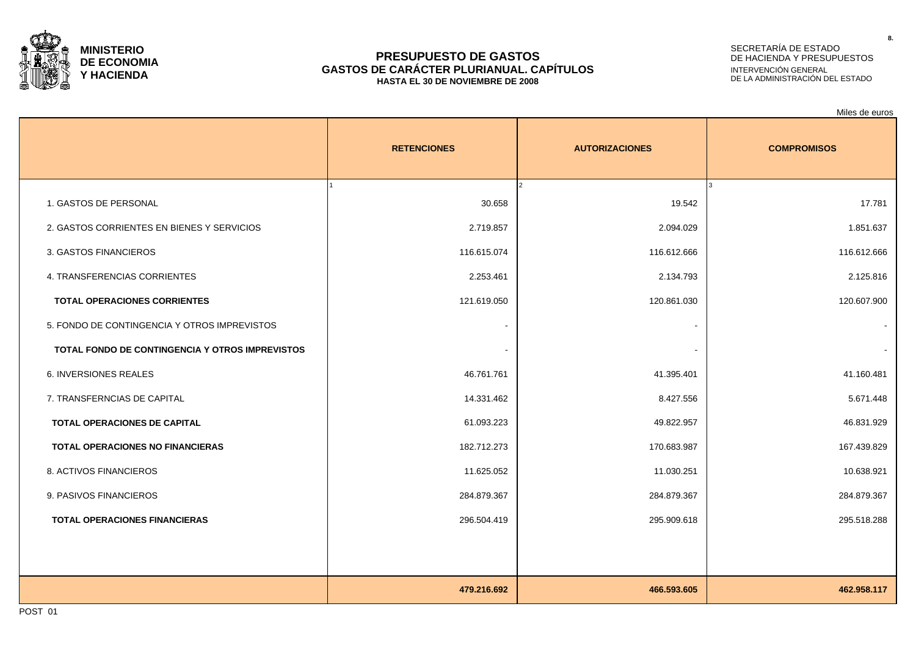**MINISTERIO DE ECONOMIA Y HACIENDA**

SECRETARÍA DE ESTADO DE HACIENDA Y PRESUPUESTOS
INTERVENCIÓN GENERAL DE LA ADMINISTRACIÓN DEL ESTADO

# PRESUPUESTO DE GASTOS
## GASTOS DE CARÁCTER PLURIANUAL. CAPÍTULOS
### HASTA EL 30 DE NOVIEMBRE DE 2008

Miles de euros

| | RETENCIONES | AUTORIZACIONES | COMPROMISOS |
|---|---|---|---|
| | 1 | 2 | 3 |
| 1. GASTOS DE PERSONAL | 30.658 | 19.542 | 17.781 |
| 2. GASTOS CORRIENTES EN BIENES Y SERVICIOS | 2.719.857 | 2.094.029 | 1.851.637 |
| 3. GASTOS FINANCIEROS | 116.615.074 | 116.612.666 | 116.612.666 |
| 4. TRANSFERENCIAS CORRIENTES | 2.253.461 | 2.134.793 | 2.125.816 |
| **TOTAL OPERACIONES CORRIENTES** | 121.619.050 | 120.861.030 | 120.607.900 |
| 5. FONDO DE CONTINGENCIA Y OTROS IMPREVISTOS | - | - | - |
| **TOTAL FONDO DE CONTINGENCIA Y OTROS IMPREVISTOS** | - | - | - |
| 6. INVERSIONES REALES | 46.761.761 | 41.395.401 | 41.160.481 |
| 7. TRANSFERNCIAS DE CAPITAL | 14.331.462 | 8.427.556 | 5.671.448 |
| **TOTAL OPERACIONES DE CAPITAL** | 61.093.223 | 49.822.957 | 46.831.929 |
| **TOTAL OPERACIONES NO FINANCIERAS** | 182.712.273 | 170.683.987 | 167.439.829 |
| 8. ACTIVOS FINANCIEROS | 11.625.052 | 11.030.251 | 10.638.921 |
| 9. PASIVOS FINANCIEROS | 284.879.367 | 284.879.367 | 284.879.367 |
| **TOTAL OPERACIONES FINANCIERAS** | 296.504.419 | 295.909.618 | 295.518.288 |
| | **479.216.692** | **466.593.605** | **462.958.117** |

POST 01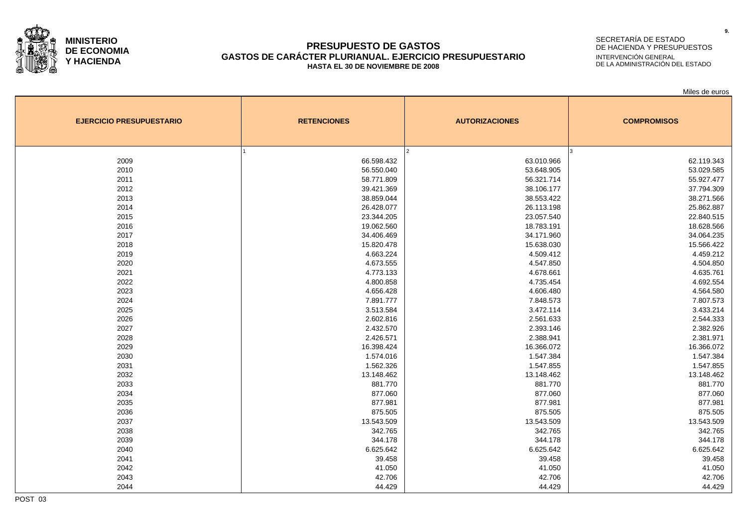**MINISTERIO DE ECONOMIA Y HACIENDA**

# PRESUPUESTO DE GASTOS
## GASTOS DE CARÁCTER PLURIANUAL. EJERCICIO PRESUPUESTARIO
### HASTA EL 30 DE NOVIEMBRE DE 2008

SECRETARÍA DE ESTADO DE HACIENDA Y PRESUPUESTOS
INTERVENCIÓN GENERAL DE LA ADMINISTRACIÓN DEL ESTADO

Miles de euros

| EJERCICIO PRESUPUESTARIO | RETENCIONES | AUTORIZACIONES | COMPROMISOS |
|---|---|---|---|
| | 1 | 2 | 3 |
| 2009 | 66.598.432 | 63.010.966 | 62.119.343 |
| 2010 | 56.550.040 | 53.648.905 | 53.029.585 |
| 2011 | 58.771.809 | 56.321.714 | 55.927.477 |
| 2012 | 39.421.369 | 38.106.177 | 37.794.309 |
| 2013 | 38.859.044 | 38.553.422 | 38.271.566 |
| 2014 | 26.428.077 | 26.113.198 | 25.862.887 |
| 2015 | 23.344.205 | 23.057.540 | 22.840.515 |
| 2016 | 19.062.560 | 18.783.191 | 18.628.566 |
| 2017 | 34.406.469 | 34.171.960 | 34.064.235 |
| 2018 | 15.820.478 | 15.638.030 | 15.566.422 |
| 2019 | 4.663.224 | 4.509.412 | 4.459.212 |
| 2020 | 4.673.555 | 4.547.850 | 4.504.850 |
| 2021 | 4.773.133 | 4.678.661 | 4.635.761 |
| 2022 | 4.800.858 | 4.735.454 | 4.692.554 |
| 2023 | 4.656.428 | 4.606.480 | 4.564.580 |
| 2024 | 7.891.777 | 7.848.573 | 7.807.573 |
| 2025 | 3.513.584 | 3.472.114 | 3.433.214 |
| 2026 | 2.602.816 | 2.561.633 | 2.544.333 |
| 2027 | 2.432.570 | 2.393.146 | 2.382.926 |
| 2028 | 2.426.571 | 2.388.941 | 2.381.971 |
| 2029 | 16.398.424 | 16.366.072 | 16.366.072 |
| 2030 | 1.574.016 | 1.547.384 | 1.547.384 |
| 2031 | 1.562.326 | 1.547.855 | 1.547.855 |
| 2032 | 13.148.462 | 13.148.462 | 13.148.462 |
| 2033 | 881.770 | 881.770 | 881.770 |
| 2034 | 877.060 | 877.060 | 877.060 |
| 2035 | 877.981 | 877.981 | 877.981 |
| 2036 | 875.505 | 875.505 | 875.505 |
| 2037 | 13.543.509 | 13.543.509 | 13.543.509 |
| 2038 | 342.765 | 342.765 | 342.765 |
| 2039 | 344.178 | 344.178 | 344.178 |
| 2040 | 6.625.642 | 6.625.642 | 6.625.642 |
| 2041 | 39.458 | 39.458 | 39.458 |
| 2042 | 41.050 | 41.050 | 41.050 |
| 2043 | 42.706 | 42.706 | 42.706 |
| 2044 | 44.429 | 44.429 | 44.429 |

POST 03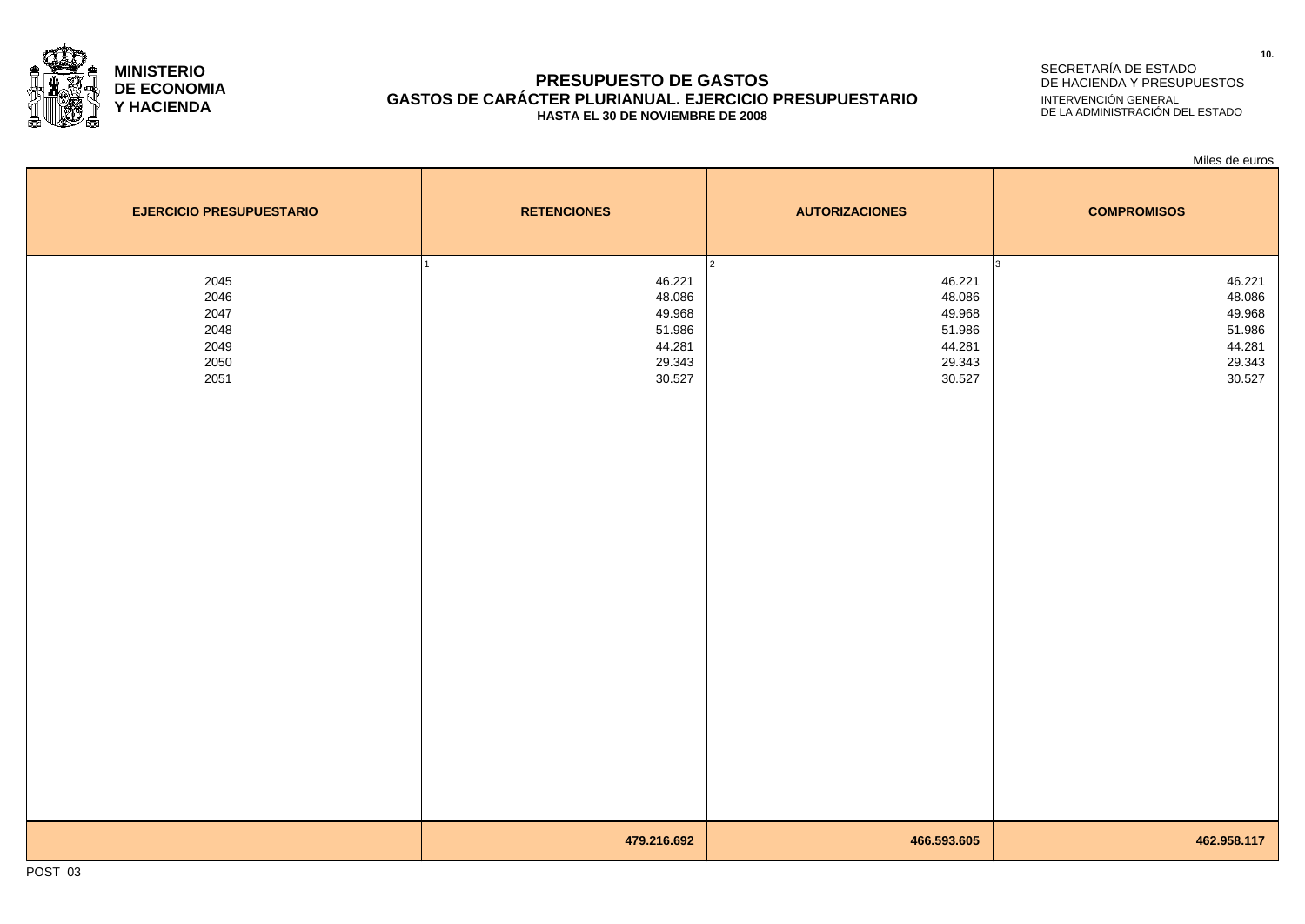**MINISTERIO DE ECONOMIA Y HACIENDA**

# PRESUPUESTO DE GASTOS
## GASTOS DE CARÁCTER PLURIANUAL. EJERCICIO PRESUPUESTARIO
**HASTA EL 30 DE NOVIEMBRE DE 2008**

SECRETARÍA DE ESTADO DE HACIENDA Y PRESUPUESTOS
INTERVENCIÓN GENERAL DE LA ADMINISTRACIÓN DEL ESTADO

Miles de euros

| EJERCICIO PRESUPUESTARIO | RETENCIONES | AUTORIZACIONES | COMPROMISOS |
|---|---|---|---|
| | 1 | 2 | 3 |
| 2045 | 46.221 | 46.221 | 46.221 |
| 2046 | 48.086 | 48.086 | 48.086 |
| 2047 | 49.968 | 49.968 | 49.968 |
| 2048 | 51.986 | 51.986 | 51.986 |
| 2049 | 44.281 | 44.281 | 44.281 |
| 2050 | 29.343 | 29.343 | 29.343 |
| 2051 | 30.527 | 30.527 | 30.527 |
| | **479.216.692** | **466.593.605** | **462.958.117** |

POST 03